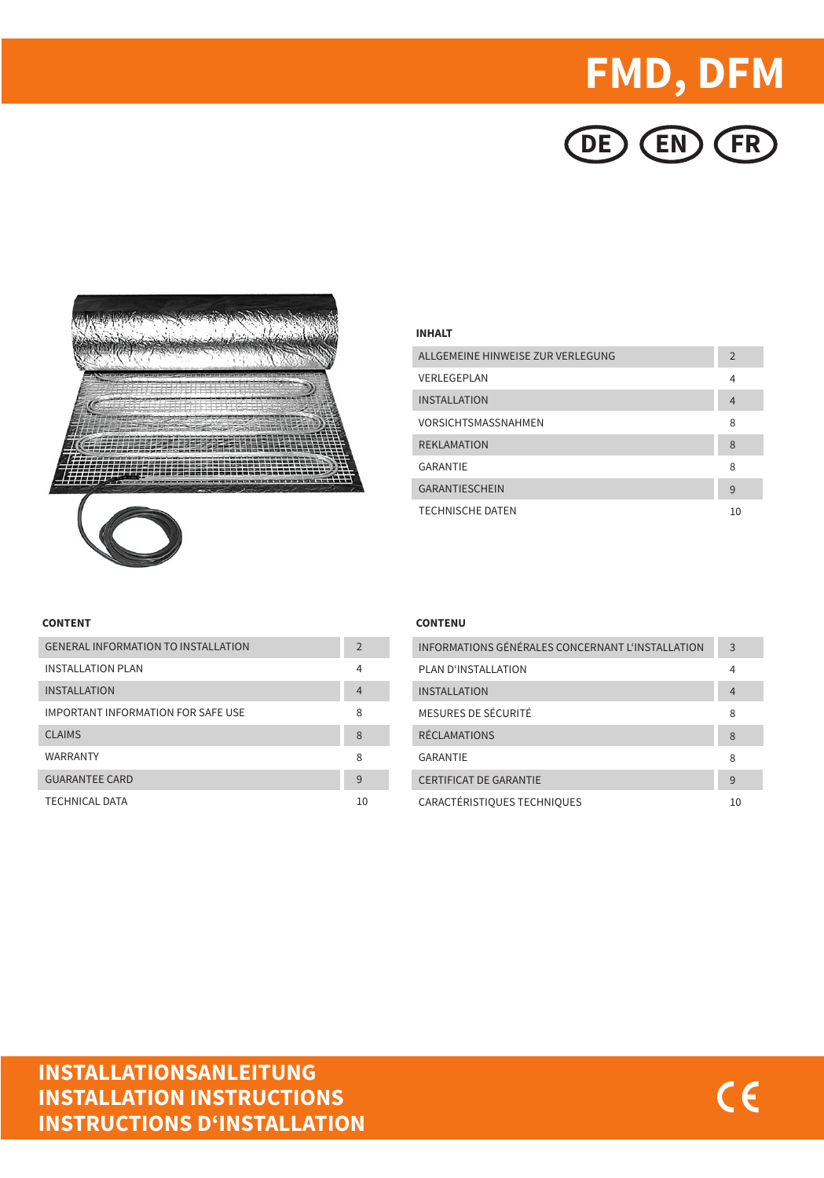# FMD, DFM

DE EN FR

**INHALT**

| | |
|---|---|
| ALLGEMEINE HINWEISE ZUR VERLEGUNG | 2 |
| VERLEGEPLAN | 4 |
| INSTALLATION | 4 |
| VORSICHTSMASSNAHMEN | 8 |
| REKLAMATION | 8 |
| GARANTIE | 8 |
| GARANTIESCHEIN | 9 |
| TECHNISCHE DATEN | 10 |

**CONTENT**

| | |
|---|---|
| GENERAL INFORMATION TO INSTALLATION | 2 |
| INSTALLATION PLAN | 4 |
| INSTALLATION | 4 |
| IMPORTANT INFORMATION FOR SAFE USE | 8 |
| CLAIMS | 8 |
| WARRANTY | 8 |
| GUARANTEE CARD | 9 |
| TECHNICAL DATA | 10 |

**CONTENU**

| | |
|---|---|
| INFORMATIONS GÉNÉRALES CONCERNANT L'INSTALLATION | 3 |
| PLAN D'INSTALLATION | 4 |
| INSTALLATION | 4 |
| MESURES DE SÉCURITÉ | 8 |
| RÉCLAMATIONS | 8 |
| GARANTIE | 8 |
| CERTIFICAT DE GARANTIE | 9 |
| CARACTÉRISTIQUES TECHNIQUES | 10 |

**INSTALLATIONSANLEITUNG**
**INSTALLATION INSTRUCTIONS**
**INSTRUCTIONS D'INSTALLATION**

CE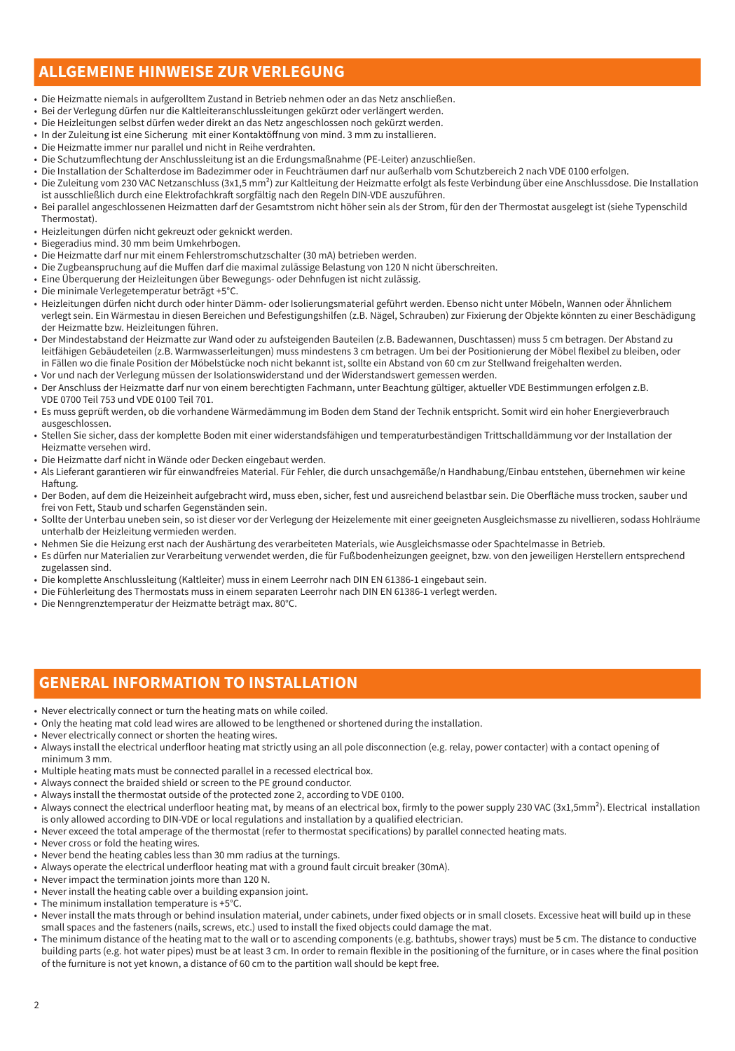## ALLGEMEINE HINWEISE ZUR VERLEGUNG

- Die Heizmatte niemals in aufgerolltem Zustand in Betrieb nehmen oder an das Netz anschließen.
- Bei der Verlegung dürfen nur die Kaltleiteranschlussleitungen gekürzt oder verlängert werden.
- Die Heizleitungen selbst dürfen weder direkt an das Netz angeschlossen noch gekürzt werden.
- In der Zuleitung ist eine Sicherung mit einer Kontaktöffnung von mind. 3 mm zu installieren.
- Die Heizmatte immer nur parallel und nicht in Reihe verdrahten.
- Die Schutzumflechtung der Anschlussleitung ist an die Erdungsmaßnahme (PE-Leiter) anzuschließen.
- Die Installation der Schalterdose im Badezimmer oder in Feuchträumen darf nur außerhalb vom Schutzbereich 2 nach VDE 0100 erfolgen.
- Die Zuleitung vom 230 VAC Netzanschluss (3x1,5 mm²) zur Kaltleitung der Heizmatte erfolgt als feste Verbindung über eine Anschlussdose. Die Installation ist ausschließlich durch eine Elektrofachkraft sorgfältig nach den Regeln DIN-VDE auszuführen.
- Bei parallel angeschlossenen Heizmatten darf der Gesamtstrom nicht höher sein als der Strom, für den der Thermostat ausgelegt ist (siehe Typenschild Thermostat).
- Heizleitungen dürfen nicht gekreuzt oder geknickt werden.
- Biegeradius mind. 30 mm beim Umkehrbogen.
- Die Heizmatte darf nur mit einem Fehlerstromschutzschalter (30 mA) betrieben werden.
- Die Zugbeanspruchung auf die Muffen darf die maximal zulässige Belastung von 120 N nicht überschreiten.
- Eine Überquerung der Heizleitungen über Bewegungs- oder Dehnfugen ist nicht zulässig.
- Die minimale Verlegetemperatur beträgt +5°C.
- Heizleitungen dürfen nicht durch oder hinter Dämm- oder Isolierungsmaterial geführt werden. Ebenso nicht unter Möbeln, Wannen oder Ähnlichem verlegt sein. Ein Wärmestau in diesen Bereichen und Befestigungshilfen (z.B. Nägel, Schrauben) zur Fixierung der Objekte könnten zu einer Beschädigung der Heizmatte bzw. Heizleitungen führen.
- Der Mindestabstand der Heizmatte zur Wand oder zu aufsteigenden Bauteilen (z.B. Badewannen, Duschtassen) muss 5 cm betragen. Der Abstand zu leitfähigen Gebäudeteilen (z.B. Warmwasserleitungen) muss mindestens 3 cm betragen. Um bei der Positionierung der Möbel flexibel zu bleiben, oder in Fällen wo die finale Position der Möbelstücke noch nicht bekannt ist, sollte ein Abstand von 60 cm zur Stellwand freigehalten werden.
- Vor und nach der Verlegung müssen der Isolationswiderstand und der Widerstandswert gemessen werden.
- Der Anschluss der Heizmatte darf nur von einem berechtigten Fachmann, unter Beachtung gültiger, aktueller VDE Bestimmungen erfolgen z.B. VDE 0700 Teil 753 und VDE 0100 Teil 701.
- Es muss geprüft werden, ob die vorhandene Wärmedämmung im Boden dem Stand der Technik entspricht. Somit wird ein hoher Energieverbrauch ausgeschlossen.
- Stellen Sie sicher, dass der komplette Boden mit einer widerstandsfähigen und temperaturbeständigen Trittschalldämmung vor der Installation der Heizmatte versehen wird.
- Die Heizmatte darf nicht in Wände oder Decken eingebaut werden.
- Als Lieferant garantieren wir für einwandfreies Material. Für Fehler, die durch unsachgemäße/n Handhabung/Einbau entstehen, übernehmen wir keine Haftung.
- Der Boden, auf dem die Heizeinheit aufgebracht wird, muss eben, sicher, fest und ausreichend belastbar sein. Die Oberfläche muss trocken, sauber und frei von Fett, Staub und scharfen Gegenständen sein.
- Sollte der Unterbau uneben sein, so ist dieser vor der Verlegung der Heizelemente mit einer geeigneten Ausgleichsmasse zu nivellieren, sodass Hohlräume unterhalb der Heizleitung vermieden werden.
- Nehmen Sie die Heizung erst nach der Aushärtung des verarbeiteten Materials, wie Ausgleichsmasse oder Spachtelmasse in Betrieb.
- Es dürfen nur Materialien zur Verarbeitung verwendet werden, die für Fußbodenheizungen geeignet, bzw. von den jeweiligen Herstellern entsprechend zugelassen sind.
- Die komplette Anschlussleitung (Kaltleiter) muss in einem Leerrohr nach DIN EN 61386-1 eingebaut sein.
- Die Fühlerleitung des Thermostats muss in einem separaten Leerrohr nach DIN EN 61386-1 verlegt werden.
- Die Nenngrenztemperatur der Heizmatte beträgt max. 80°C.

## GENERAL INFORMATION TO INSTALLATION

- Never electrically connect or turn the heating mats on while coiled.
- Only the heating mat cold lead wires are allowed to be lengthened or shortened during the installation.
- Never electrically connect or shorten the heating wires.
- Always install the electrical underfloor heating mat strictly using an all pole disconnection (e.g. relay, power contacter) with a contact opening of minimum 3 mm.
- Multiple heating mats must be connected parallel in a recessed electrical box.
- Always connect the braided shield or screen to the PE ground conductor.
- Always install the thermostat outside of the protected zone 2, according to VDE 0100.
- Always connect the electrical underfloor heating mat, by means of an electrical box, firmly to the power supply 230 VAC (3x1,5mm²). Electrical installation is only allowed according to DIN-VDE or local regulations and installation by a qualified electrician.
- Never exceed the total amperage of the thermostat (refer to thermostat specifications) by parallel connected heating mats.
- Never cross or fold the heating wires.
- Never bend the heating cables less than 30 mm radius at the turnings.
- Always operate the electrical underfloor heating mat with a ground fault circuit breaker (30mA).
- Never impact the termination joints more than 120 N.
- Never install the heating cable over a building expansion joint.
- The minimum installation temperature is +5°C.
- Never install the mats through or behind insulation material, under cabinets, under fixed objects or in small closets. Excessive heat will build up in these small spaces and the fasteners (nails, screws, etc.) used to install the fixed objects could damage the mat.
- The minimum distance of the heating mat to the wall or to ascending components (e.g. bathtubs, shower trays) must be 5 cm. The distance to conductive building parts (e.g. hot water pipes) must be at least 3 cm. In order to remain flexible in the positioning of the furniture, or in cases where the final position of the furniture is not yet known, a distance of 60 cm to the partition wall should be kept free.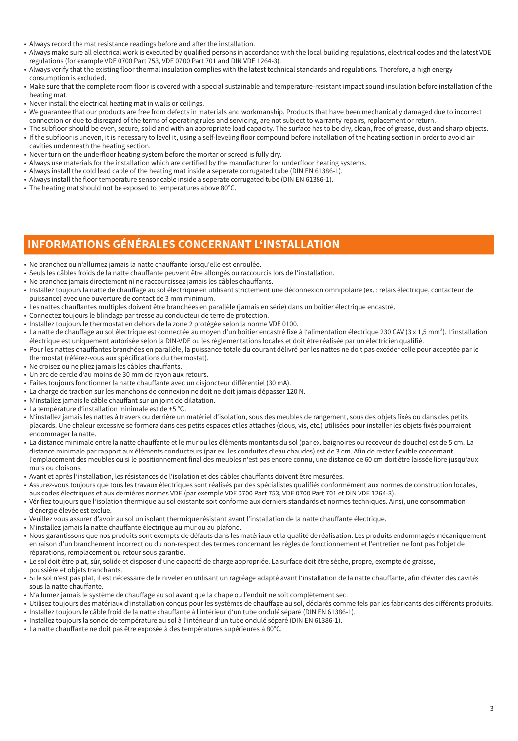- Always record the mat resistance readings before and after the installation.
- Always make sure all electrical work is executed by qualified persons in accordance with the local building regulations, electrical codes and the latest VDE regulations (for example VDE 0700 Part 753, VDE 0700 Part 701 and DIN VDE 1264-3).
- Always verify that the existing floor thermal insulation complies with the latest technical standards and regulations. Therefore, a high energy consumption is excluded.
- Make sure that the complete room floor is covered with a special sustainable and temperature-resistant impact sound insulation before installation of the heating mat.
- Never install the electrical heating mat in walls or ceilings.
- We guarantee that our products are free from defects in materials and workmanship. Products that have been mechanically damaged due to incorrect connection or due to disregard of the terms of operating rules and servicing, are not subject to warranty repairs, replacement or return.
- The subfloor should be even, secure, solid and with an appropriate load capacity. The surface has to be dry, clean, free of grease, dust and sharp objects.
- If the subfloor is uneven, it is necessary to level it, using a self-leveling floor compound before installation of the heating section in order to avoid air cavities underneath the heating section.
- Never turn on the underfloor heating system before the mortar or screed is fully dry.
- Always use materials for the installation which are certified by the manufacturer for underfloor heating systems.
- Always install the cold lead cable of the heating mat inside a seperate corrugated tube (DIN EN 61386-1).
- Always install the floor temperature sensor cable inside a seperate corrugated tube (DIN EN 61386-1).
- The heating mat should not be exposed to temperatures above 80°C.

## INFORMATIONS GÉNÉRALES CONCERNANT L'INSTALLATION

- Ne branchez ou n'allumez jamais la natte chauffante lorsqu'elle est enroulée.
- Seuls les câbles froids de la natte chauffante peuvent être allongés ou raccourcis lors de l'installation.
- Ne branchez jamais directement ni ne raccourcissez jamais les câbles chauffants.
- Installez toujours la natte de chauffage au sol électrique en utilisant strictement une déconnexion omnipolaire (ex. : relais électrique, contacteur de puissance) avec une ouverture de contact de 3 mm minimum.
- Les nattes chauffantes multiples doivent être branchées en parallèle (jamais en série) dans un boîtier électrique encastré.
- Connectez toujours le blindage par tresse au conducteur de terre de protection.
- Installez toujours le thermostat en dehors de la zone 2 protégée selon la norme VDE 0100.
- La natte de chauffage au sol électrique est connectée au moyen d'un boîtier encastré fixe à l'alimentation électrique 230 CAV (3 x 1,5 mm²). L'installation électrique est uniquement autorisée selon la DIN-VDE ou les réglementations locales et doit être réalisée par un électricien qualifié.
- Pour les nattes chauffantes branchées en parallèle, la puissance totale du courant délivré par les nattes ne doit pas excéder celle pour acceptée par le thermostat (référez-vous aux spécifications du thermostat).
- Ne croisez ou ne pliez jamais les câbles chauffants.
- Un arc de cercle d'au moins de 30 mm de rayon aux retours.
- Faites toujours fonctionner la natte chauffante avec un disjoncteur différentiel (30 mA).
- La charge de traction sur les manchons de connexion ne doit ne doit jamais dépasser 120 N.
- N'installez jamais le câble chauffant sur un joint de dilatation.
- La température d'installation minimale est de +5 °C.
- N'installez jamais les nattes à travers ou derrière un matériel d'isolation, sous des meubles de rangement, sous des objets fixés ou dans des petits placards. Une chaleur excessive se formera dans ces petits espaces et les attaches (clous, vis, etc.) utilisées pour installer les objets fixés pourraient endommager la natte.
- La distance minimale entre la natte chauffante et le mur ou les éléments montants du sol (par ex. baignoires ou receveur de douche) est de 5 cm. La distance minimale par rapport aux éléments conducteurs (par ex. les conduites d'eau chaudes) est de 3 cm. Afin de rester flexible concernant l'emplacement des meubles ou si le positionnement final des meubles n'est pas encore connu, une distance de 60 cm doit être laissée libre jusqu'aux murs ou cloisons.
- Avant et après l'installation, les résistances de l'isolation et des câbles chauffants doivent être mesurées.
- Assurez-vous toujours que tous les travaux électriques sont réalisés par des spécialistes qualifiés conformément aux normes de construction locales, aux codes électriques et aux dernières normes VDE (par exemple VDE 0700 Part 753, VDE 0700 Part 701 et DIN VDE 1264-3).
- Vérifiez toujours que l'isolation thermique au sol existante soit conforme aux derniers standards et normes techniques. Ainsi, une consommation d'énergie élevée est exclue.
- Veuillez vous assurer d'avoir au sol un isolant thermique résistant avant l'installation de la natte chauffante électrique.
- N'installez jamais la natte chauffante électrique au mur ou au plafond.
- Nous garantissons que nos produits sont exempts de défauts dans les matériaux et la qualité de réalisation. Les produits endommagés mécaniquement en raison d'un branchement incorrect ou du non-respect des termes concernant les règles de fonctionnement et l'entretien ne font pas l'objet de réparations, remplacement ou retour sous garantie.
- Le sol doit être plat, sûr, solide et disposer d'une capacité de charge appropriée. La surface doit être sèche, propre, exempte de graisse, poussière et objets tranchants.
- Si le sol n'est pas plat, il est nécessaire de le niveler en utilisant un ragréage adapté avant l'installation de la natte chauffante, afin d'éviter des cavités sous la natte chauffante.
- N'allumez jamais le système de chauffage au sol avant que la chape ou l'enduit ne soit complètement sec.
- Utilisez toujours des matériaux d'installation conçus pour les systèmes de chauffage au sol, déclarés comme tels par les fabricants des différents produits.
- Installez toujours le câble froid de la natte chauffante à l'intérieur d'un tube ondulé séparé (DIN EN 61386-1).
- Installez toujours la sonde de température au sol à l'intérieur d'un tube ondulé séparé (DIN EN 61386-1).
- La natte chauffante ne doit pas être exposée à des températures supérieures à 80°C.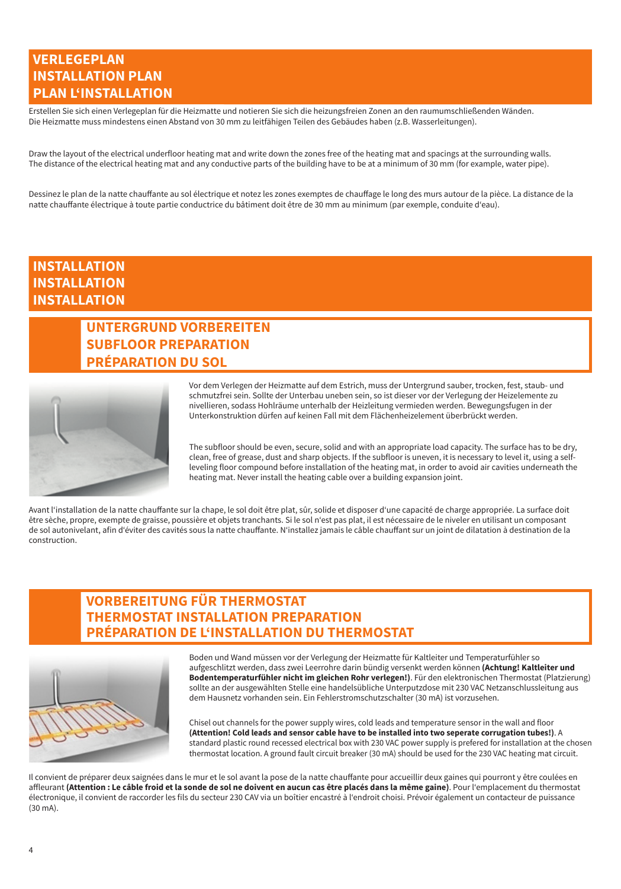## VERLEGEPLAN
## INSTALLATION PLAN
## PLAN L'INSTALLATION

Erstellen Sie sich einen Verlegeplan für die Heizmatte und notieren Sie sich die heizungsfreien Zonen an den raumumschließenden Wänden.
Die Heizmatte muss mindestens einen Abstand von 30 mm zu leitfähigen Teilen des Gebäudes haben (z.B. Wasserleitungen).

Draw the layout of the electrical underfloor heating mat and write down the zones free of the heating mat and spacings at the surrounding walls.
The distance of the electrical heating mat and any conductive parts of the building have to be at a minimum of 30 mm (for example, water pipe).

Dessinez le plan de la natte chauffante au sol électrique et notez les zones exemptes de chauffage le long des murs autour de la pièce. La distance de la natte chauffante électrique à toute partie conductrice du bâtiment doit être de 30 mm au minimum (par exemple, conduite d'eau).

## INSTALLATION
## INSTALLATION
## INSTALLATION

### UNTERGRUND VORBEREITEN
### SUBFLOOR PREPARATION
### PRÉPARATION DU SOL

Vor dem Verlegen der Heizmatte auf dem Estrich, muss der Untergrund sauber, trocken, fest, staub- und schmutzfrei sein. Sollte der Unterbau uneben sein, so ist dieser vor der Verlegung der Heizelemente zu nivellieren, sodass Hohlräume unterhalb der Heizleitung vermieden werden. Bewegungsfugen in der Unterkonstruktion dürfen auf keinen Fall mit dem Flächenheizelement überbrückt werden.

The subfloor should be even, secure, solid and with an appropriate load capacity. The surface has to be dry, clean, free of grease, dust and sharp objects. If the subfloor is uneven, it is necessary to level it, using a self-leveling floor compound before installation of the heating mat, in order to avoid air cavities underneath the heating mat. Never install the heating cable over a building expansion joint.

Avant l'installation de la natte chauffante sur la chape, le sol doit être plat, sûr, solide et disposer d'une capacité de charge appropriée. La surface doit être sèche, propre, exempte de graisse, poussière et objets tranchants. Si le sol n'est pas plat, il est nécessaire de le niveler en utilisant un composant de sol autonivelant, afin d'éviter des cavités sous la natte chauffante. N'installez jamais le câble chauffant sur un joint de dilatation à destination de la construction.

### VORBEREITUNG FÜR THERMOSTAT
### THERMOSTAT INSTALLATION PREPARATION
### PRÉPARATION DE L'INSTALLATION DU THERMOSTAT

Boden und Wand müssen vor der Verlegung der Heizmatte für Kaltleiter und Temperaturfühler so aufgeschlitzt werden, dass zwei Leerrohre darin bündig versenkt werden können **(Achtung! Kaltleiter und Bodentemperaturfühler nicht im gleichen Rohr verlegen!)**. Für den elektronischen Thermostat (Platzierung) sollte an der ausgewählten Stelle eine handelsübliche Unterputzdose mit 230 VAC Netzanschlussleitung aus dem Hausnetz vorhanden sein. Ein Fehlerstromschutzschalter (30 mA) ist vorzusehen.

Chisel out channels for the power supply wires, cold leads and temperature sensor in the wall and floor **(Attention! Cold leads and sensor cable have to be installed into two seperate corrugation tubes!)**. A standard plastic round recessed electrical box with 230 VAC power supply is prefered for installation at the chosen thermostat location. A ground fault circuit breaker (30 mA) should be used for the 230 VAC heating mat circuit.

Il convient de préparer deux saignées dans le mur et le sol avant la pose de la natte chauffante pour accueillir deux gaines qui pourront y être coulées en affleurant **(Attention : Le câble froid et la sonde de sol ne doivent en aucun cas être placés dans la même gaine)**. Pour l'emplacement du thermostat électronique, il convient de raccorder les fils du secteur 230 CAV via un boîtier encastré à l'endroit choisi. Prévoir également un contacteur de puissance (30 mA).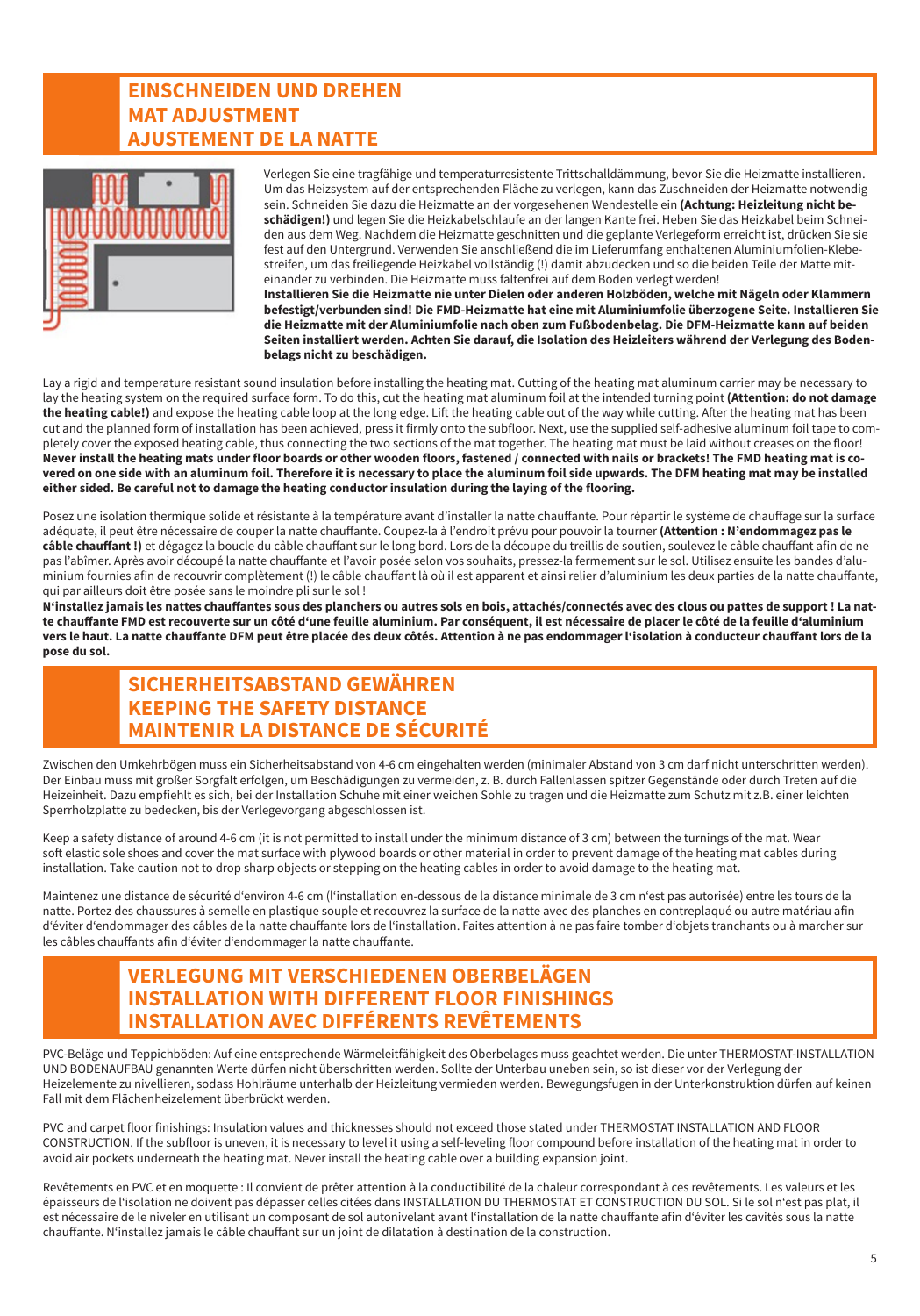## EINSCHNEIDEN UND DREHEN
## MAT ADJUSTMENT
## AJUSTEMENT DE LA NATTE

Verlegen Sie eine tragfähige und temperaturresistente Trittschalldämmung, bevor Sie die Heizmatte installieren. Um das Heizsystem auf der entsprechenden Fläche zu verlegen, kann das Zuschneiden der Heizmatte notwendig sein. Schneiden Sie dazu die Heizmatte an der vorgesehenen Wendestelle ein **(Achtung: Heizleitung nicht beschädigen!)** und legen Sie die Heizkabelschlaufe an der langen Kante frei. Heben Sie das Heizkabel beim Schneiden aus dem Weg. Nachdem die Heizmatte geschnitten und die geplante Verlegeform erreicht ist, drücken Sie sie fest auf den Untergrund. Verwenden Sie anschließend die im Lieferumfang enthaltenen Aluminiumfolien-Klebestreifen, um das freiliegende Heizkabel vollständig (!) damit abzudecken und so die beiden Teile der Matte miteinander zu verbinden. Die Heizmatte muss faltenfrei auf dem Boden verlegt werden!
**Installieren Sie die Heizmatte nie unter Dielen oder anderen Holzböden, welche mit Nägeln oder Klammern befestigt/verbunden sind! Die FMD-Heizmatte hat eine mit Aluminiumfolie überzogene Seite. Installieren Sie die Heizmatte mit der Aluminiumfolie nach oben zum Fußbodenbelag. Die DFM-Heizmatte kann auf beiden Seiten installiert werden. Achten Sie darauf, die Isolation des Heizleiters während der Verlegung des Bodenbelags nicht zu beschädigen.**

Lay a rigid and temperature resistant sound insulation before installing the heating mat. Cutting of the heating mat aluminum carrier may be necessary to lay the heating system on the required surface form. To do this, cut the heating mat aluminum foil at the intended turning point **(Attention: do not damage the heating cable!)** and expose the heating cable loop at the long edge. Lift the heating cable out of the way while cutting. After the heating mat has been cut and the planned form of installation has been achieved, press it firmly onto the subfloor. Next, use the supplied self-adhesive aluminum foil tape to completely cover the exposed heating cable, thus connecting the two sections of the mat together. The heating mat must be laid without creases on the floor!
**Never install the heating mats under floor boards or other wooden floors, fastened / connected with nails or brackets! The FMD heating mat is covered on one side with an aluminum foil. Therefore it is necessary to place the aluminum foil side upwards. The DFM heating mat may be installed either sided. Be careful not to damage the heating conductor insulation during the laying of the flooring.**

Posez une isolation thermique solide et résistante à la température avant d'installer la natte chauffante. Pour répartir le système de chauffage sur la surface adéquate, il peut être nécessaire de couper la natte chauffante. Coupez-la à l'endroit prévu pour pouvoir la tourner **(Attention : N'endommagez pas le câble chauffant !)** et dégagez la boucle du câble chauffant sur le long bord. Lors de la découpe du treillis de soutien, soulevez le câble chauffant afin de ne pas l'abîmer. Après avoir découpé la natte chauffante et l'avoir posée selon vos souhaits, pressez-la fermement sur le sol. Utilisez ensuite les bandes d'aluminium fournies afin de recouvrir complètement (!) le câble chauffant là où il est apparent et ainsi relier d'aluminium les deux parties de la natte chauffante, qui par ailleurs doit être posée sans le moindre pli sur le sol !
**N'installez jamais les nattes chauffantes sous des planchers ou autres sols en bois, attachés/connectés avec des clous ou pattes de support ! La natte chauffante FMD est recouverte sur un côté d'une feuille aluminium. Par conséquent, il est nécessaire de placer le côté de la feuille d'aluminium vers le haut. La natte chauffante DFM peut être placée des deux côtés. Attention à ne pas endommager l'isolation à conducteur chauffant lors de la pose du sol.**

## SICHERHEITSABSTAND GEWÄHREN
## KEEPING THE SAFETY DISTANCE
## MAINTENIR LA DISTANCE DE SÉCURITÉ

Zwischen den Umkehrbögen muss ein Sicherheitsabstand von 4-6 cm eingehalten werden (minimaler Abstand von 3 cm darf nicht unterschritten werden). Der Einbau muss mit großer Sorgfalt erfolgen, um Beschädigungen zu vermeiden, z. B. durch Fallenlassen spitzer Gegenstände oder durch Treten auf die Heizeinheit. Dazu empfiehlt es sich, bei der Installation Schuhe mit einer weichen Sohle zu tragen und die Heizmatte zum Schutz mit z.B. einer leichten Sperrholzplatte zu bedecken, bis der Verlegevorgang abgeschlossen ist.

Keep a safety distance of around 4-6 cm (it is not permitted to install under the minimum distance of 3 cm) between the turnings of the mat. Wear soft elastic sole shoes and cover the mat surface with plywood boards or other material in order to prevent damage of the heating mat cables during installation. Take caution not to drop sharp objects or stepping on the heating cables in order to avoid damage to the heating mat.

Maintenez une distance de sécurité d'environ 4-6 cm (l'installation en-dessous de la distance minimale de 3 cm n'est pas autorisée) entre les tours de la natte. Portez des chaussures à semelle en plastique souple et recouvrez la surface de la natte avec des planches en contreplaqué ou autre matériau afin d'éviter d'endommager des câbles de la natte chauffante lors de l'installation. Faites attention à ne pas faire tomber d'objets tranchants ou à marcher sur les câbles chauffants afin d'éviter d'endommager la natte chauffante.

## VERLEGUNG MIT VERSCHIEDENEN OBERBELÄGEN
## INSTALLATION WITH DIFFERENT FLOOR FINISHINGS
## INSTALLATION AVEC DIFFÉRENTS REVÊTEMENTS

PVC-Beläge und Teppichböden: Auf eine entsprechende Wärmeleitfähigkeit des Oberbelages muss geachtet werden. Die unter THERMOSTAT-INSTALLATION UND BODENAUFBAU genannten Werte dürfen nicht überschritten werden. Sollte der Unterbau uneben sein, so ist dieser vor der Verlegung der Heizelemente zu nivellieren, sodass Hohlräume unterhalb der Heizleitung vermieden werden. Bewegungsfugen in der Unterkonstruktion dürfen auf keinen Fall mit dem Flächenheizelement überbrückt werden.

PVC and carpet floor finishings: Insulation values and thicknesses should not exceed those stated under THERMOSTAT INSTALLATION AND FLOOR CONSTRUCTION. If the subfloor is uneven, it is necessary to level it using a self-leveling floor compound before installation of the heating mat in order to avoid air pockets underneath the heating mat. Never install the heating cable over a building expansion joint.

Revêtements en PVC et en moquette : Il convient de prêter attention à la conductibilité de la chaleur correspondant à ces revêtements. Les valeurs et les épaisseurs de l'isolation ne doivent pas dépasser celles citées dans INSTALLATION DU THERMOSTAT ET CONSTRUCTION DU SOL. Si le sol n'est pas plat, il est nécessaire de le niveler en utilisant un composant de sol autonivelant avant l'installation de la natte chauffante afin d'éviter les cavités sous la natte chauffante. N'installez jamais le câble chauffant sur un joint de dilatation à destination de la construction.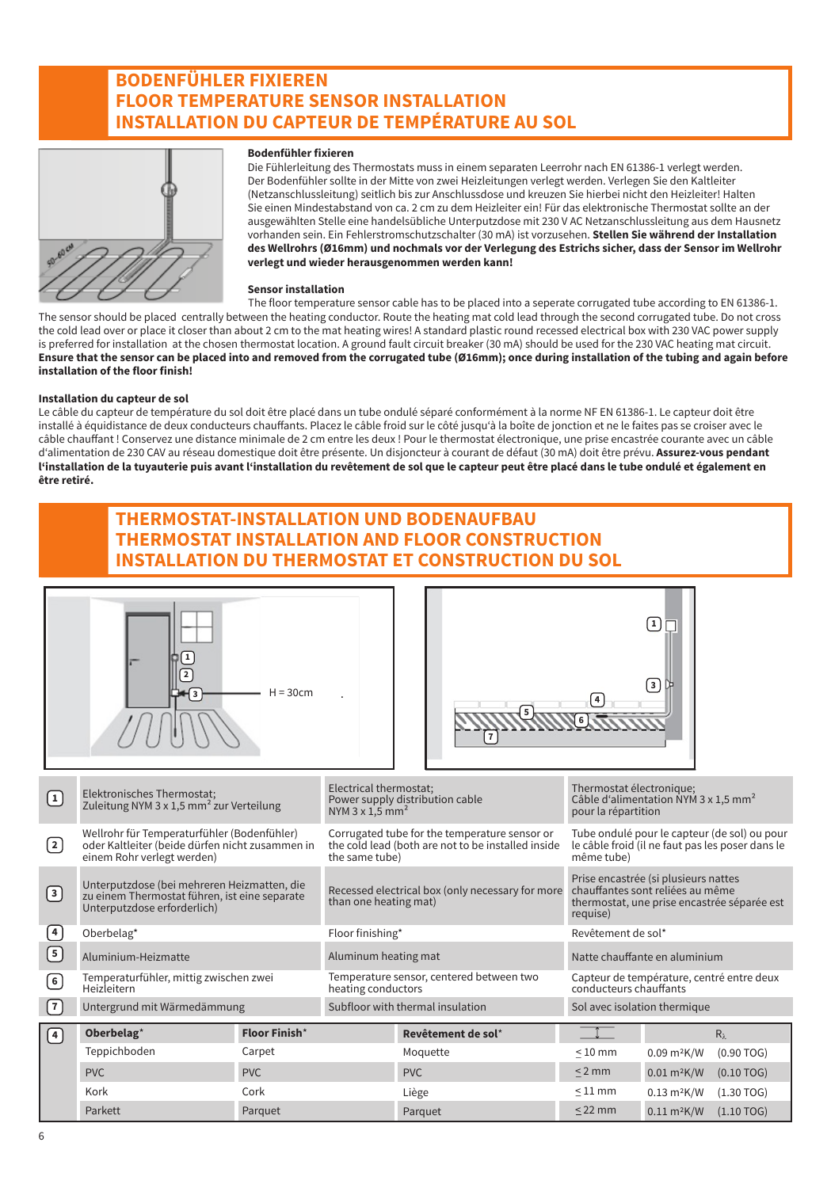## BODENFÜHLER FIXIEREN
## FLOOR TEMPERATURE SENSOR INSTALLATION
## INSTALLATION DU CAPTEUR DE TEMPÉRATURE AU SOL

**Bodenfühler fixieren**

Die Fühlerleitung des Thermostats muss in einem separaten Leerrohr nach EN 61386-1 verlegt werden. Der Bodenfühler sollte in der Mitte von zwei Heizleitungen verlegt werden. Verlegen Sie den Kaltleiter (Netzanschlussleitung) seitlich bis zur Anschlussdose und kreuzen Sie hierbei nicht den Heizleiter! Halten Sie einen Mindestabstand von ca. 2 cm zu dem Heizleiter ein! Für das elektronische Thermostat sollte an der ausgewählten Stelle eine handelsübliche Unterputzdose mit 230 V AC Netzanschlussleitung aus dem Hausnetz vorhanden sein. Ein Fehlerstromschutzschalter (30 mA) ist vorzusehen. **Stellen Sie während der Installation des Wellrohrs (Ø16mm) und nochmals vor der Verlegung des Estrichs sicher, dass der Sensor im Wellrohr verlegt und wieder herausgenommen werden kann!**

**Sensor installation**

The floor temperature sensor cable has to be placed into a seperate corrugated tube according to EN 61386-1. The sensor should be placed centrally between the heating conductor. Route the heating mat cold lead through the second corrugated tube. Do not cross the cold lead over or place it closer than about 2 cm to the mat heating wires! A standard plastic round recessed electrical box with 230 VAC power supply is preferred for installation at the chosen thermostat location. A ground fault circuit breaker (30 mA) should be used for the 230 VAC heating mat circuit. **Ensure that the sensor can be placed into and removed from the corrugated tube (Ø16mm); once during installation of the tubing and again before installation of the floor finish!**

**Installation du capteur de sol**

Le câble du capteur de température du sol doit être placé dans un tube ondulé séparé conformément à la norme NF EN 61386-1. Le capteur doit être installé à équidistance de deux conducteurs chauffants. Placez le câble froid sur le côté jusqu'à la boîte de jonction et ne le faites pas se croiser avec le câble chauffant ! Conservez une distance minimale de 2 cm entre les deux ! Pour le thermostat électronique, une prise encastrée courante avec un câble d'alimentation de 230 CAV au réseau domestique doit être présente. Un disjoncteur à courant de défaut (30 mA) doit être prévu. **Assurez-vous pendant l'installation de la tuyauterie puis avant l'installation du revêtement de sol que le capteur peut être placé dans le tube ondulé et également en être retiré.**

## THERMOSTAT-INSTALLATION UND BODENAUFBAU
## THERMOSTAT INSTALLATION AND FLOOR CONSTRUCTION
## INSTALLATION DU THERMOSTAT ET CONSTRUCTION DU SOL

H = 30cm

| | | | |
|---|---|---|---|
| 1 | Elektronisches Thermostat; Zuleitung NYM 3 x 1,5 mm² zur Verteilung | Electrical thermostat; Power supply distribution cable NYM 3 x 1,5 mm² | Thermostat électronique; Câble d'alimentation NYM 3 x 1,5 mm² pour la répartition |
| 2 | Wellrohr für Temperaturfühler (Bodenfühler) oder Kaltleiter (beide dürfen nicht zusammen in einem Rohr verlegt werden) | Corrugated tube for the temperature sensor or the cold lead (both are not to be installed inside the same tube) | Tube ondulé pour le capteur (de sol) ou pour le câble froid (il ne faut pas les poser dans le même tube) |
| 3 | Unterputzdose (bei mehreren Heizmatten, die zu einem Thermostat führen, ist eine separate Unterputzdose erforderlich) | Recessed electrical box (only necessary for more than one heating mat) | Prise encastrée (si plusieurs nattes chauffantes sont reliées au même thermostat, une prise encastrée séparée est requise) |
| 4 | Oberbelag* | Floor finishing* | Revêtement de sol* |
| 5 | Aluminium-Heizmatte | Aluminum heating mat | Natte chauffante en aluminium |
| 6 | Temperaturfühler, mittig zwischen zwei Heizleitern | Temperature sensor, centered between two heating conductors | Capteur de température, centré entre deux conducteurs chauffants |
| 7 | Untergrund mit Wärmedämmung | Subfloor with thermal insulation | Sol avec isolation thermique |

| 4 | Oberbelag* | Floor Finish* | Revêtement de sol* | (thickness) | $R_\lambda$ | |
|---|---|---|---|---|---|---|
| | Teppichboden | Carpet | Moquette | ≤ 10 mm | 0.09 m²K/W | (0.90 TOG) |
| | PVC | PVC | PVC | ≤ 2 mm | 0.01 m²K/W | (0.10 TOG) |
| | Kork | Cork | Liège | ≤ 11 mm | 0.13 m²K/W | (1.30 TOG) |
| | Parkett | Parquet | Parquet | ≤ 22 mm | 0.11 m²K/W | (1.10 TOG) |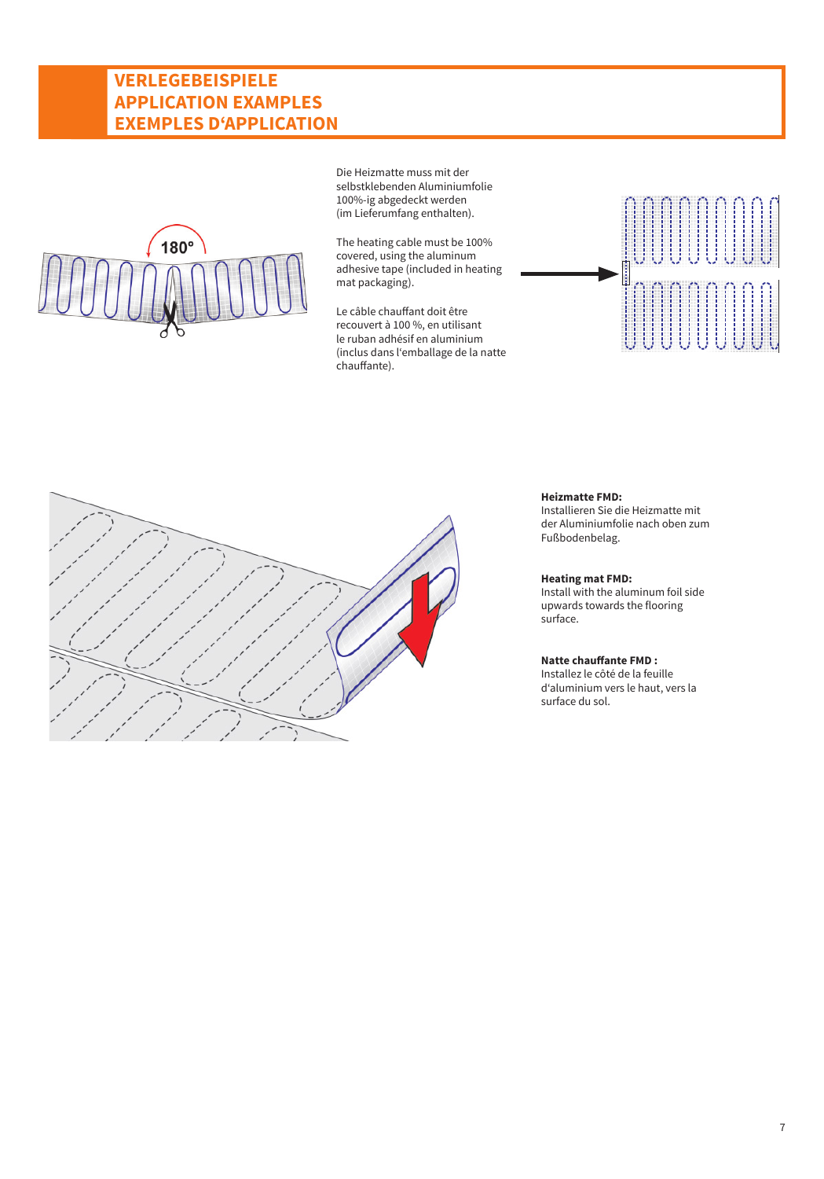# VERLEGEBEISPIELE
# APPLICATION EXAMPLES
# EXEMPLES D‘APPLICATION

Die Heizmatte muss mit der selbstklebenden Aluminiumfolie 100%-ig abgedeckt werden (im Lieferumfang enthalten).

The heating cable must be 100% covered, using the aluminum adhesive tape (included in heating mat packaging).

Le câble chauffant doit être recouvert à 100 %, en utilisant le ruban adhésif en aluminium (inclus dans l‘emballage de la natte chauffante).

**Heizmatte FMD:**
Installieren Sie die Heizmatte mit der Aluminiumfolie nach oben zum Fußbodenbelag.

**Heating mat FMD:**
Install with the aluminum foil side upwards towards the flooring surface.

**Natte chauffante FMD :**
Installez le côté de la feuille d‘aluminium vers le haut, vers la surface du sol.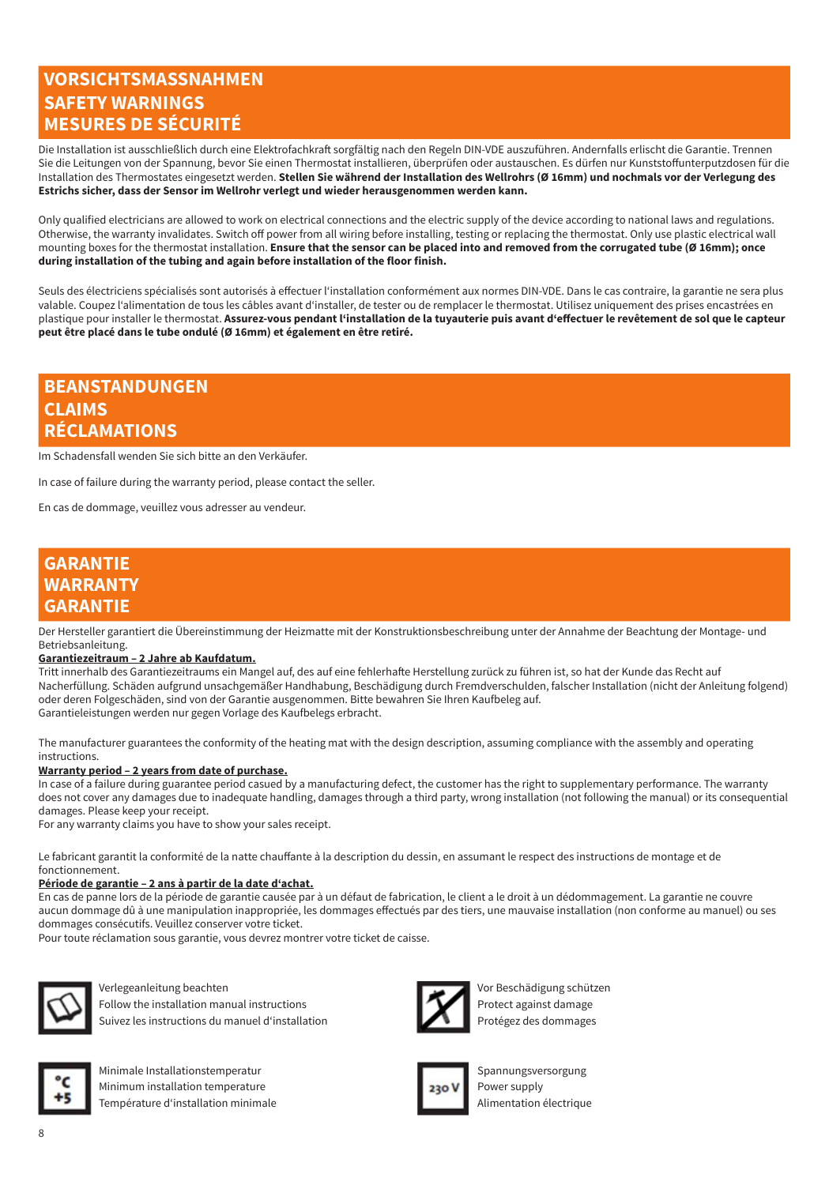## VORSICHTSMASSNAHMEN
## SAFETY WARNINGS
## MESURES DE SÉCURITÉ

Die Installation ist ausschließlich durch eine Elektrofachkraft sorgfältig nach den Regeln DIN-VDE auszuführen. Andernfalls erlischt die Garantie. Trennen Sie die Leitungen von der Spannung, bevor Sie einen Thermostat installieren, überprüfen oder austauschen. Es dürfen nur Kunststoffunterputzdosen für die Installation des Thermostates eingesetzt werden. **Stellen Sie während der Installation des Wellrohrs (Ø 16mm) und nochmals vor der Verlegung des Estrichs sicher, dass der Sensor im Wellrohr verlegt und wieder herausgenommen werden kann.**

Only qualified electricians are allowed to work on electrical connections and the electric supply of the device according to national laws and regulations. Otherwise, the warranty invalidates. Switch off power from all wiring before installing, testing or replacing the thermostat. Only use plastic electrical wall mounting boxes for the thermostat installation. **Ensure that the sensor can be placed into and removed from the corrugated tube (Ø 16mm); once during installation of the tubing and again before installation of the floor finish.**

Seuls des électriciens spécialisés sont autorisés à effectuer l'installation conformément aux normes DIN-VDE. Dans le cas contraire, la garantie ne sera plus valable. Coupez l'alimentation de tous les câbles avant d'installer, de tester ou de remplacer le thermostat. Utilisez uniquement des prises encastrées en plastique pour installer le thermostat. **Assurez-vous pendant l'installation de la tuyauterie puis avant d'effectuer le revêtement de sol que le capteur peut être placé dans le tube ondulé (Ø 16mm) et également en être retiré.**

## BEANSTANDUNGEN
## CLAIMS
## RÉCLAMATIONS

Im Schadensfall wenden Sie sich bitte an den Verkäufer.

In case of failure during the warranty period, please contact the seller.

En cas de dommage, veuillez vous adresser au vendeur.

## GARANTIE
## WARRANTY
## GARANTIE

Der Hersteller garantiert die Übereinstimmung der Heizmatte mit der Konstruktionsbeschreibung unter der Annahme der Beachtung der Montage- und Betriebsanleitung.
**Garantiezeitraum – 2 Jahre ab Kaufdatum.**
Tritt innerhalb des Garantiezeitraums ein Mangel auf, des auf eine fehlerhafte Herstellung zurück zu führen ist, so hat der Kunde das Recht auf Nacherfüllung. Schäden aufgrund unsachgemäßer Handhabung, Beschädigung durch Fremdverschulden, falscher Installation (nicht der Anleitung folgend) oder deren Folgeschäden, sind von der Garantie ausgenommen. Bitte bewahren Sie Ihren Kaufbeleg auf.
Garantieleistungen werden nur gegen Vorlage des Kaufbelegs erbracht.

The manufacturer guarantees the conformity of the heating mat with the design description, assuming compliance with the assembly and operating instructions.
**Warranty period – 2 years from date of purchase.**
In case of a failure during guarantee period casued by a manufacturing defect, the customer has the right to supplementary performance. The warranty does not cover any damages due to inadequate handling, damages through a third party, wrong installation (not following the manual) or its consequential damages. Please keep your receipt.
For any warranty claims you have to show your sales receipt.

Le fabricant garantit la conformité de la natte chauffante à la description du dessin, en assumant le respect des instructions de montage et de fonctionnement.
**Période de garantie – 2 ans à partir de la date d'achat.**
En cas de panne lors de la période de garantie causée par a un défaut de fabrication, le client a le droit à un dédommagement. La garantie ne couvre aucun dommage dû à une manipulation inappropriée, les dommages effectués par des tiers, une mauvaise installation (non conforme au manuel) ou ses dommages consécutifs. Veuillez conserver votre ticket.
Pour toute réclamation sous garantie, vous devrez montrer votre ticket de caisse.

Verlegeanleitung beachten
Follow the installation manual instructions
Suivez les instructions du manuel d'installation

Vor Beschädigung schützen
Protect against damage
Protégez des dommages

°C +5

Minimale Installationstemperatur
Minimum installation temperature
Température d'installation minimale

230 V

Spannungsversorgung
Power supply
Alimentation électrique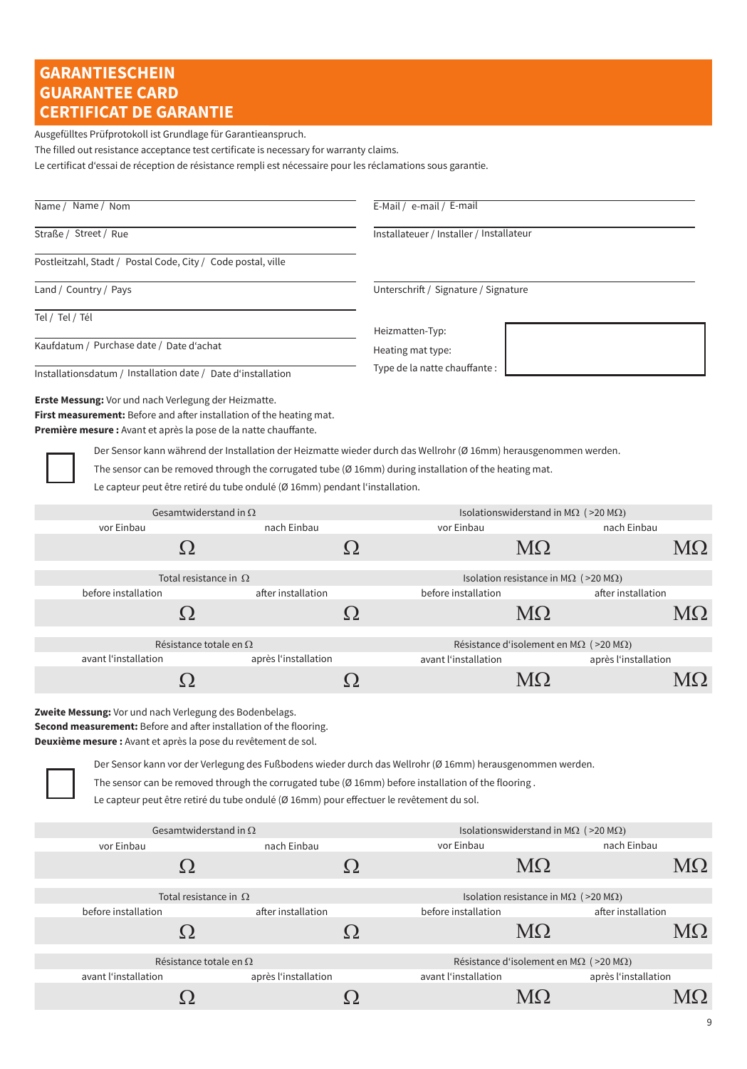# GARANTIESCHEIN
# GUARANTEE CARD
# CERTIFICAT DE GARANTIE

Ausgefülltes Prüfprotokoll ist Grundlage für Garantieanspruch.
The filled out resistance acceptance test certificate is necessary for warranty claims.
Le certificat d'essai de réception de résistance rempli est nécessaire pour les réclamations sous garantie.

Name / Name / Nom

Straße / Street / Rue

Postleitzahl, Stadt / Postal Code, City / Code postal, ville

Land / Country / Pays

Tel / Tel / Tél

Kaufdatum / Purchase date / Date d'achat

Installationsdatum / Installation date / Date d'installation

E-Mail / e-mail / E-mail

Installateuer / Installer / Installateur

Unterschrift / Signature / Signature

Heizmatten-Typ:
Heating mat type:
Type de la natte chauffante :

**Erste Messung:** Vor und nach Verlegung der Heizmatte.
**First measurement:** Before and after installation of the heating mat.
**Première mesure :** Avant et après la pose de la natte chauffante.

☐ Der Sensor kann während der Installation der Heizmatte wieder durch das Wellrohr (Ø 16mm) herausgenommen werden.
The sensor can be removed through the corrugated tube (Ø 16mm) during installation of the heating mat.
Le capteur peut être retiré du tube ondulé (Ø 16mm) pendant l'installation.

| Gesamtwiderstand in Ω | | Isolationswiderstand in MΩ (>20 MΩ) | |
|---|---|---|---|
| vor Einbau | nach Einbau | vor Einbau | nach Einbau |
| Ω | Ω | MΩ | MΩ |

| Total resistance in Ω | | Isolation resistance in MΩ (>20 MΩ) | |
|---|---|---|---|
| before installation | after installation | before installation | after installation |
| Ω | Ω | MΩ | MΩ |

| Résistance totale en Ω | | Résistance d'isolement en MΩ (>20 MΩ) | |
|---|---|---|---|
| avant l'installation | après l'installation | avant l'installation | après l'installation |
| Ω | Ω | MΩ | MΩ |

**Zweite Messung:** Vor und nach Verlegung des Bodenbelags.
**Second measurement:** Before and after installation of the flooring.
**Deuxième mesure :** Avant et après la pose du revêtement de sol.

☐ Der Sensor kann vor der Verlegung des Fußbodens wieder durch das Wellrohr (Ø 16mm) herausgenommen werden.
The sensor can be removed through the corrugated tube (Ø 16mm) before installation of the flooring .
Le capteur peut être retiré du tube ondulé (Ø 16mm) pour effectuer le revêtement du sol.

| Gesamtwiderstand in Ω | | Isolationswiderstand in MΩ (>20 MΩ) | |
|---|---|---|---|
| vor Einbau | nach Einbau | vor Einbau | nach Einbau |
| Ω | Ω | MΩ | MΩ |

| Total resistance in Ω | | Isolation resistance in MΩ (>20 MΩ) | |
|---|---|---|---|
| before installation | after installation | before installation | after installation |
| Ω | Ω | MΩ | MΩ |

| Résistance totale en Ω | | Résistance d'isolement en MΩ (>20 MΩ) | |
|---|---|---|---|
| avant l'installation | après l'installation | avant l'installation | après l'installation |
| Ω | Ω | MΩ | MΩ |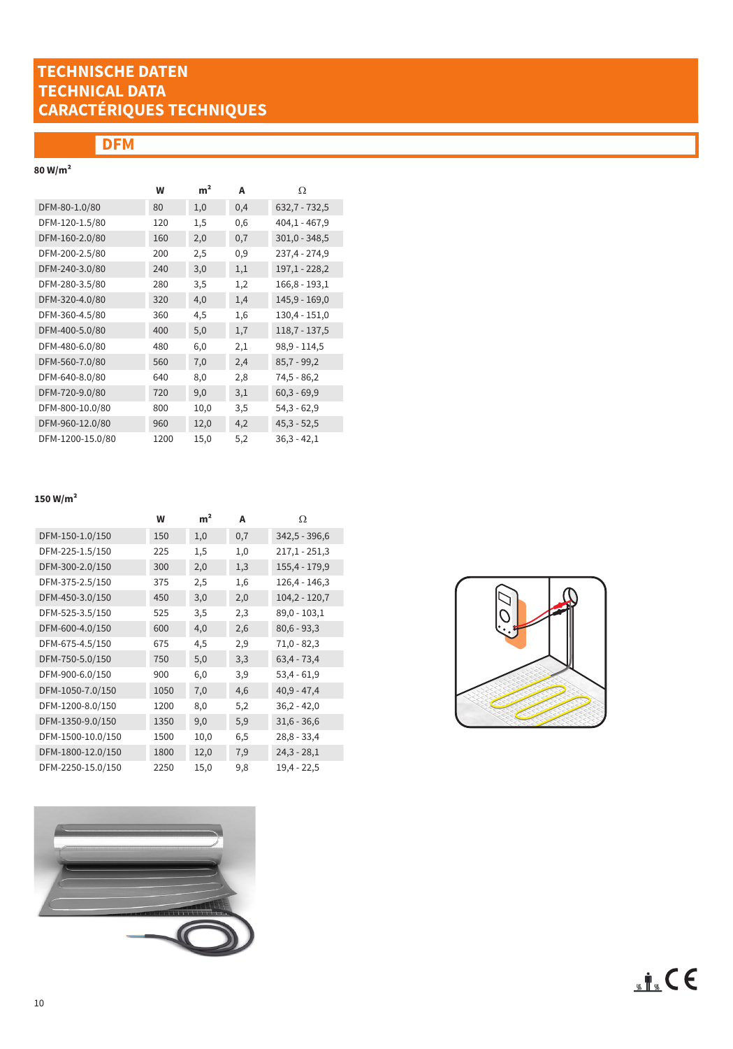# TECHNISCHE DATEN
# TECHNICAL DATA
# CARACTÉRIQUES TECHNIQUES

## DFM

**80 W/m²**

| | W | m² | A | Ω |
|---|---|---|---|---|
| DFM-80-1.0/80 | 80 | 1,0 | 0,4 | 632,7 - 732,5 |
| DFM-120-1.5/80 | 120 | 1,5 | 0,6 | 404,1 - 467,9 |
| DFM-160-2.0/80 | 160 | 2,0 | 0,7 | 301,0 - 348,5 |
| DFM-200-2.5/80 | 200 | 2,5 | 0,9 | 237,4 - 274,9 |
| DFM-240-3.0/80 | 240 | 3,0 | 1,1 | 197,1 - 228,2 |
| DFM-280-3.5/80 | 280 | 3,5 | 1,2 | 166,8 - 193,1 |
| DFM-320-4.0/80 | 320 | 4,0 | 1,4 | 145,9 - 169,0 |
| DFM-360-4.5/80 | 360 | 4,5 | 1,6 | 130,4 - 151,0 |
| DFM-400-5.0/80 | 400 | 5,0 | 1,7 | 118,7 - 137,5 |
| DFM-480-6.0/80 | 480 | 6,0 | 2,1 | 98,9 - 114,5 |
| DFM-560-7.0/80 | 560 | 7,0 | 2,4 | 85,7 - 99,2 |
| DFM-640-8.0/80 | 640 | 8,0 | 2,8 | 74,5 - 86,2 |
| DFM-720-9.0/80 | 720 | 9,0 | 3,1 | 60,3 - 69,9 |
| DFM-800-10.0/80 | 800 | 10,0 | 3,5 | 54,3 - 62,9 |
| DFM-960-12.0/80 | 960 | 12,0 | 4,2 | 45,3 - 52,5 |
| DFM-1200-15.0/80 | 1200 | 15,0 | 5,2 | 36,3 - 42,1 |

**150 W/m²**

| | W | m² | A | Ω |
|---|---|---|---|---|
| DFM-150-1.0/150 | 150 | 1,0 | 0,7 | 342,5 - 396,6 |
| DFM-225-1.5/150 | 225 | 1,5 | 1,0 | 217,1 - 251,3 |
| DFM-300-2.0/150 | 300 | 2,0 | 1,3 | 155,4 - 179,9 |
| DFM-375-2.5/150 | 375 | 2,5 | 1,6 | 126,4 - 146,3 |
| DFM-450-3.0/150 | 450 | 3,0 | 2,0 | 104,2 - 120,7 |
| DFM-525-3.5/150 | 525 | 3,5 | 2,3 | 89,0 - 103,1 |
| DFM-600-4.0/150 | 600 | 4,0 | 2,6 | 80,6 - 93,3 |
| DFM-675-4.5/150 | 675 | 4,5 | 2,9 | 71,0 - 82,3 |
| DFM-750-5.0/150 | 750 | 5,0 | 3,3 | 63,4 - 73,4 |
| DFM-900-6.0/150 | 900 | 6,0 | 3,9 | 53,4 - 61,9 |
| DFM-1050-7.0/150 | 1050 | 7,0 | 4,6 | 40,9 - 47,4 |
| DFM-1200-8.0/150 | 1200 | 8,0 | 5,2 | 36,2 - 42,0 |
| DFM-1350-9.0/150 | 1350 | 9,0 | 5,9 | 31,6 - 36,6 |
| DFM-1500-10.0/150 | 1500 | 10,0 | 6,5 | 28,8 - 33,4 |
| DFM-1800-12.0/150 | 1800 | 12,0 | 7,9 | 24,3 - 28,1 |
| DFM-2250-15.0/150 | 2250 | 15,0 | 9,8 | 19,4 - 22,5 |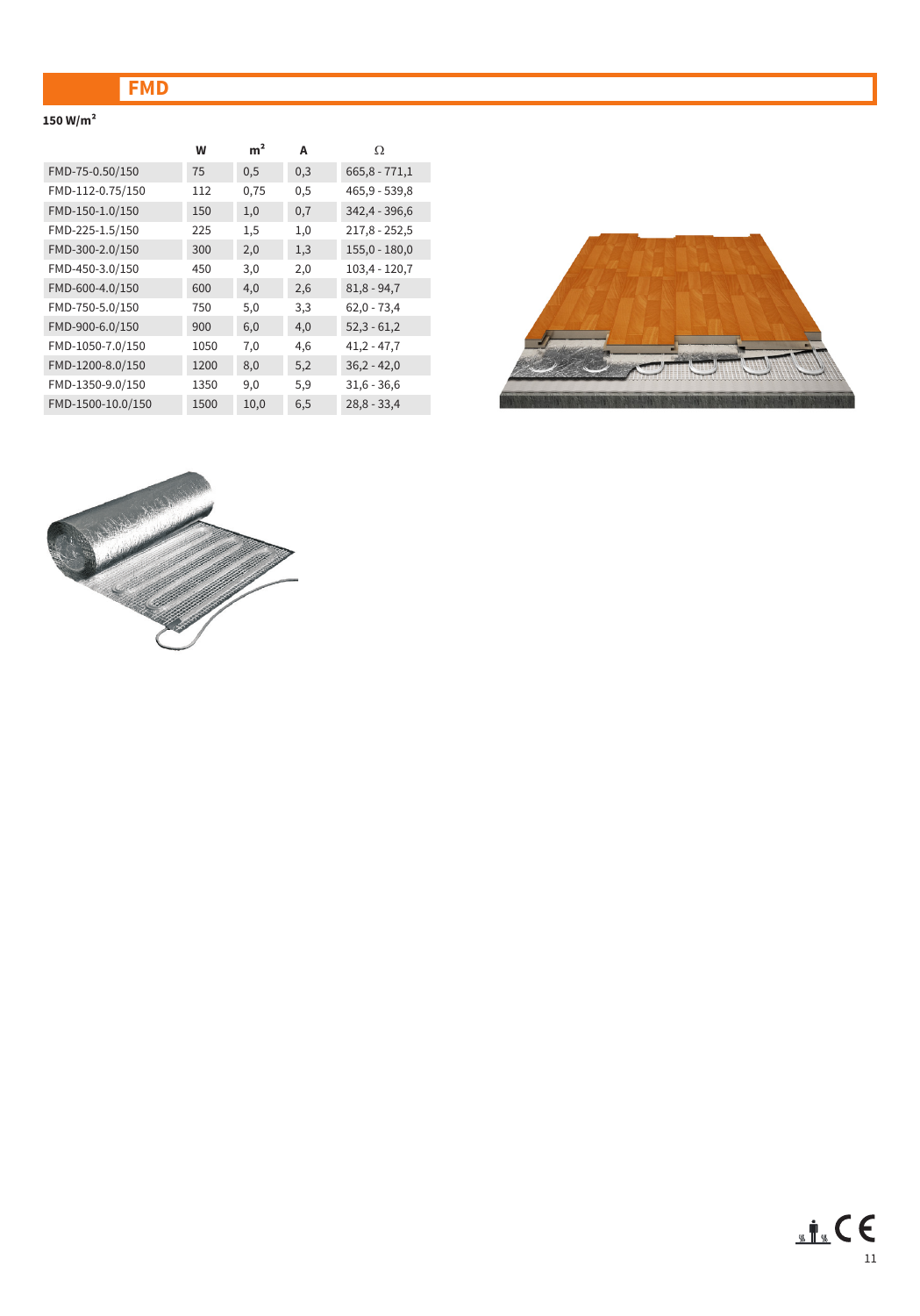# FMD

**150 W/m²**

| | W | m² | A | Ω |
|---|---|---|---|---|
| FMD-75-0.50/150 | 75 | 0,5 | 0,3 | 665,8 - 771,1 |
| FMD-112-0.75/150 | 112 | 0,75 | 0,5 | 465,9 - 539,8 |
| FMD-150-1.0/150 | 150 | 1,0 | 0,7 | 342,4 - 396,6 |
| FMD-225-1.5/150 | 225 | 1,5 | 1,0 | 217,8 - 252,5 |
| FMD-300-2.0/150 | 300 | 2,0 | 1,3 | 155,0 - 180,0 |
| FMD-450-3.0/150 | 450 | 3,0 | 2,0 | 103,4 - 120,7 |
| FMD-600-4.0/150 | 600 | 4,0 | 2,6 | 81,8 - 94,7 |
| FMD-750-5.0/150 | 750 | 5,0 | 3,3 | 62,0 - 73,4 |
| FMD-900-6.0/150 | 900 | 6,0 | 4,0 | 52,3 - 61,2 |
| FMD-1050-7.0/150 | 1050 | 7,0 | 4,6 | 41,2 - 47,7 |
| FMD-1200-8.0/150 | 1200 | 8,0 | 5,2 | 36,2 - 42,0 |
| FMD-1350-9.0/150 | 1350 | 9,0 | 5,9 | 31,6 - 36,6 |
| FMD-1500-10.0/150 | 1500 | 10,0 | 6,5 | 28,8 - 33,4 |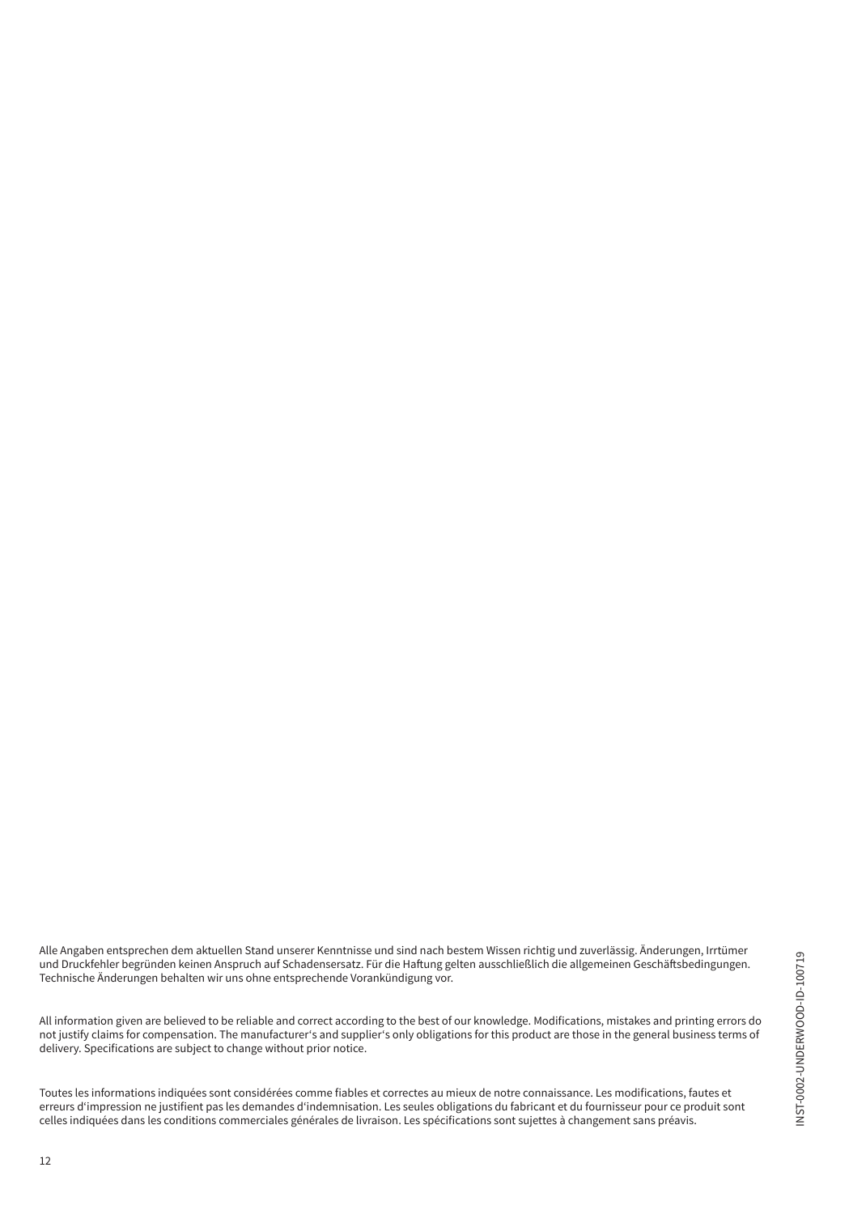Alle Angaben entsprechen dem aktuellen Stand unserer Kenntnisse und sind nach bestem Wissen richtig und zuverlässig. Änderungen, Irrtümer und Druckfehler begründen keinen Anspruch auf Schadensersatz. Für die Haftung gelten ausschließlich die allgemeinen Geschäftsbedingungen. Technische Änderungen behalten wir uns ohne entsprechende Vorankündigung vor.

All information given are believed to be reliable and correct according to the best of our knowledge. Modifications, mistakes and printing errors do not justify claims for compensation. The manufacturer's and supplier's only obligations for this product are those in the general business terms of delivery. Specifications are subject to change without prior notice.

Toutes les informations indiquées sont considérées comme fiables et correctes au mieux de notre connaissance. Les modifications, fautes et erreurs d'impression ne justifient pas les demandes d'indemnisation. Les seules obligations du fabricant et du fournisseur pour ce produit sont celles indiquées dans les conditions commerciales générales de livraison. Les spécifications sont sujettes à changement sans préavis.

INST-0002-UNDERWOOD-ID-100719